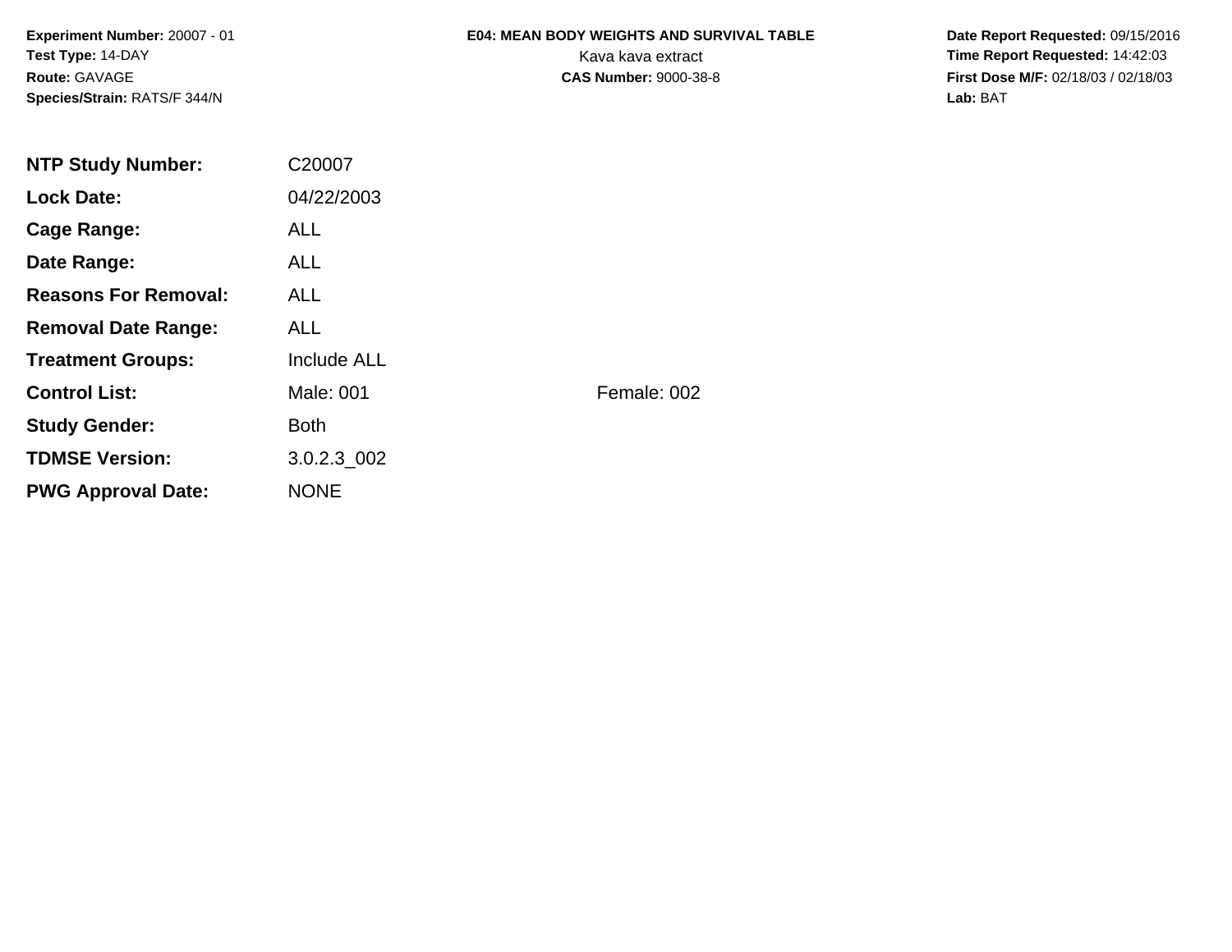**Experiment Number:** 20007 - 01
**Test Type:** 14-DAY
**Route:** GAVAGE
**Species/Strain:** RATS/F 344/N

**E04: MEAN BODY WEIGHTS AND SURVIVAL TABLE**
Kava kava extract
**CAS Number:** 9000-38-8

**Date Report Requested:** 09/15/2016
**Time Report Requested:** 14:42:03
**First Dose M/F:** 02/18/03 / 02/18/03
**Lab:** BAT

| | | |
|---|---|---|
| **NTP Study Number:** | C20007 | |
| **Lock Date:** | 04/22/2003 | |
| **Cage Range:** | ALL | |
| **Date Range:** | ALL | |
| **Reasons For Removal:** | ALL | |
| **Removal Date Range:** | ALL | |
| **Treatment Groups:** | Include ALL | |
| **Control List:** | Male: 001 | Female: 002 |
| **Study Gender:** | Both | |
| **TDMSE Version:** | 3.0.2.3_002 | |
| **PWG Approval Date:** | NONE | |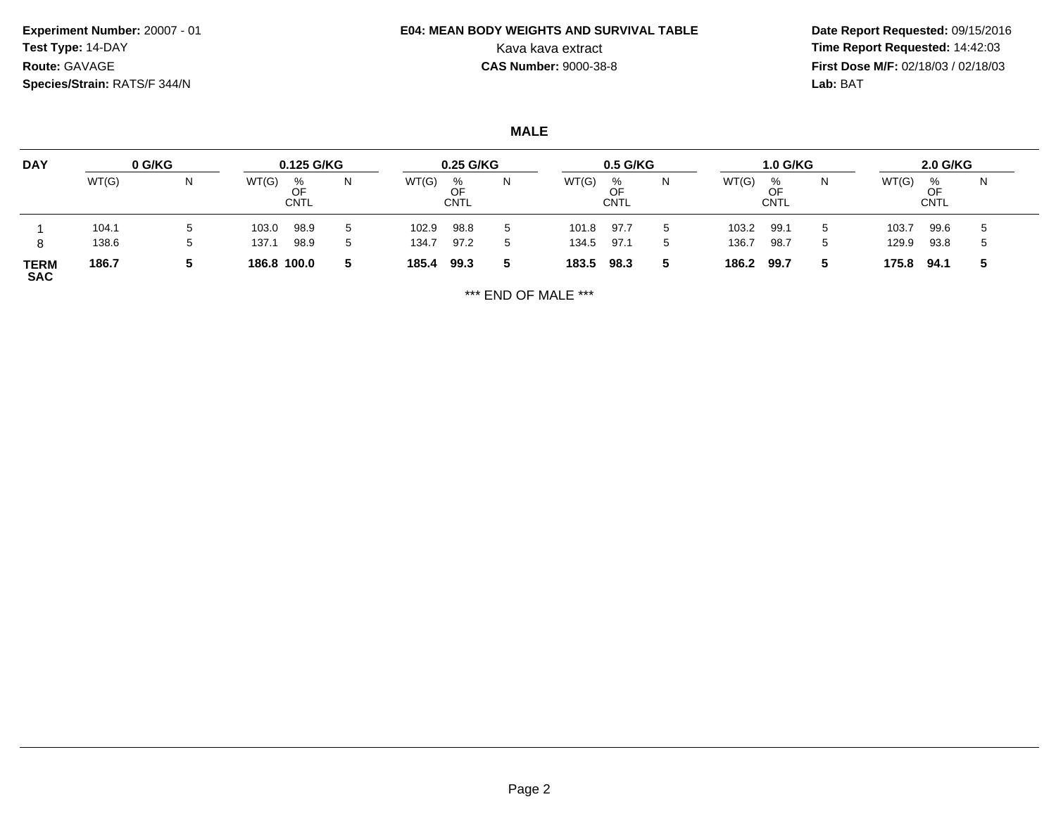**Experiment Number:** 20007 - 01
**Test Type:** 14-DAY
**Route:** GAVAGE
**Species/Strain:** RATS/F 344/N

**E04: MEAN BODY WEIGHTS AND SURVIVAL TABLE**
Kava kava extract
**CAS Number:** 9000-38-8

**Date Report Requested:** 09/15/2016
**Time Report Requested:** 14:42:03
**First Dose M/F:** 02/18/03 / 02/18/03
**Lab:** BAT

## MALE

| DAY | 0 G/KG | | 0.125 G/KG | | | 0.25 G/KG | | | 0.5 G/KG | | | 1.0 G/KG | | | 2.0 G/KG | | |
|---|---|---|---|---|---|---|---|---|---|---|---|---|---|---|---|---|---|
| | WT(G) | N | WT(G) | % OF CNTL | N | WT(G) | % OF CNTL | N | WT(G) | % OF CNTL | N | WT(G) | % OF CNTL | N | WT(G) | % OF CNTL | N |
| 1 | 104.1 | 5 | 103.0 | 98.9 | 5 | 102.9 | 98.8 | 5 | 101.8 | 97.7 | 5 | 103.2 | 99.1 | 5 | 103.7 | 99.6 | 5 |
| 8 | 138.6 | 5 | 137.1 | 98.9 | 5 | 134.7 | 97.2 | 5 | 134.5 | 97.1 | 5 | 136.7 | 98.7 | 5 | 129.9 | 93.8 | 5 |
| **TERM SAC** | **186.7** | **5** | **186.8** | **100.0** | **5** | **185.4** | **99.3** | **5** | **183.5** | **98.3** | **5** | **186.2** | **99.7** | **5** | **175.8** | **94.1** | **5** |

*** END OF MALE ***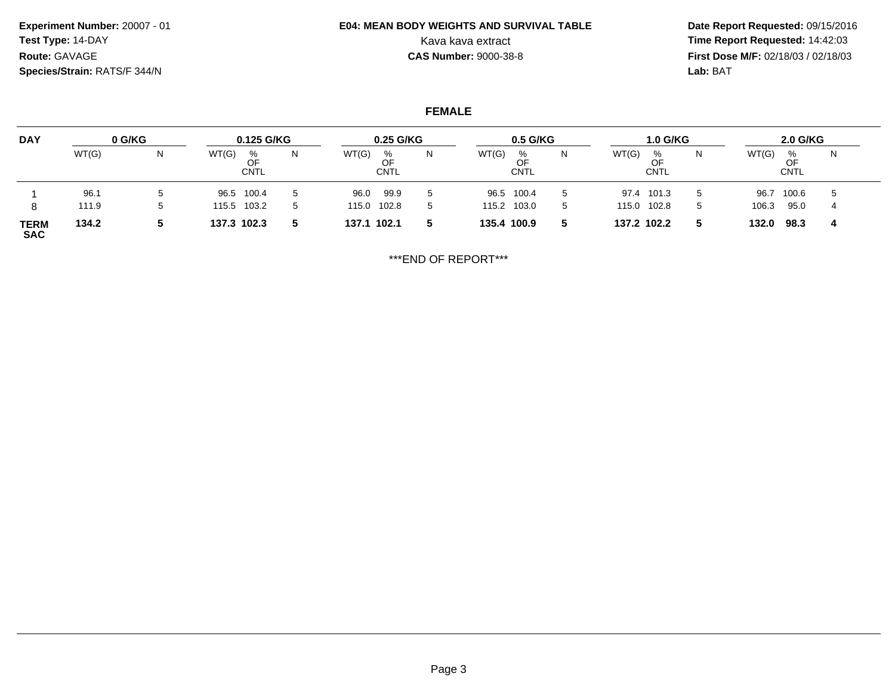**Experiment Number:** 20007 - 01
**Test Type:** 14-DAY
**Route:** GAVAGE
**Species/Strain:** RATS/F 344/N

**E04: MEAN BODY WEIGHTS AND SURVIVAL TABLE**
Kava kava extract
**CAS Number:** 9000-38-8

**Date Report Requested:** 09/15/2016
**Time Report Requested:** 14:42:03
**First Dose M/F:** 02/18/03 / 02/18/03
**Lab:** BAT

## FEMALE

| DAY | 0 G/KG | | 0.125 G/KG | | | 0.25 G/KG | | | 0.5 G/KG | | | 1.0 G/KG | | | 2.0 G/KG | | |
|---|---|---|---|---|---|---|---|---|---|---|---|---|---|---|---|---|---|
| | WT(G) | N | WT(G) | % OF CNTL | N | WT(G) | % OF CNTL | N | WT(G) | % OF CNTL | N | WT(G) | % OF CNTL | N | WT(G) | % OF CNTL | N |
| 1 | 96.1 | 5 | 96.5 | 100.4 | 5 | 96.0 | 99.9 | 5 | 96.5 | 100.4 | 5 | 97.4 | 101.3 | 5 | 96.7 | 100.6 | 5 |
| 8 | 111.9 | 5 | 115.5 | 103.2 | 5 | 115.0 | 102.8 | 5 | 115.2 | 103.0 | 5 | 115.0 | 102.8 | 5 | 106.3 | 95.0 | 4 |
| **TERM SAC** | **134.2** | **5** | **137.3** | **102.3** | **5** | **137.1** | **102.1** | **5** | **135.4** | **100.9** | **5** | **137.2** | **102.2** | **5** | **132.0** | **98.3** | **4** |

***END OF REPORT***